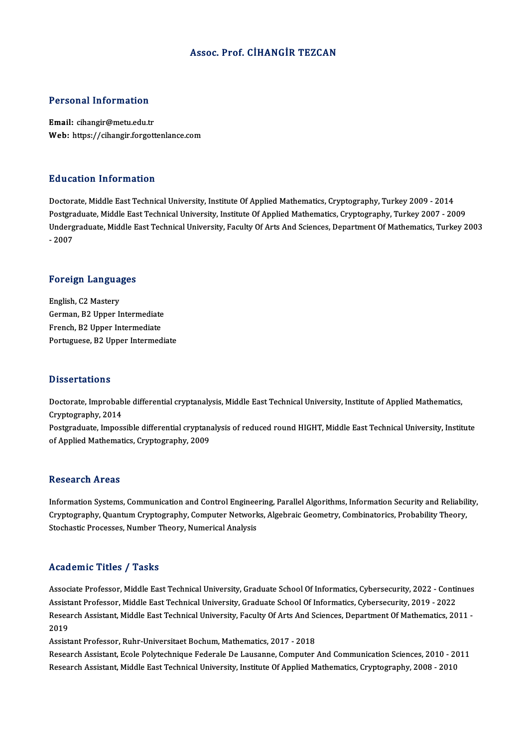# Assoc. Prof. CİHANGİR TEZCAN

## Personal Information

**Email:** cihangir@metu.edu.tr
**Web:** https://cihangir.forgottenlance.com

## Education Information

Doctorate, Middle East Technical University, Institute Of Applied Mathematics, Cryptography, Turkey 2009 - 2014
Postgraduate, Middle East Technical University, Institute Of Applied Mathematics, Cryptography, Turkey 2007 - 2009
Undergraduate, Middle East Technical University, Faculty Of Arts And Sciences, Department Of Mathematics, Turkey 2003 - 2007

## Foreign Languages

English, C2 Mastery
German, B2 Upper Intermediate
French, B2 Upper Intermediate
Portuguese, B2 Upper Intermediate

## Dissertations

Doctorate, Improbable differential cryptanalysis, Middle East Technical University, Institute of Applied Mathematics, Cryptography, 2014
Postgraduate, Impossible differential cryptanalysis of reduced round HIGHT, Middle East Technical University, Institute of Applied Mathematics, Cryptography, 2009

## Research Areas

Information Systems, Communication and Control Engineering, Parallel Algorithms, Information Security and Reliability, Cryptography, Quantum Cryptography, Computer Networks, Algebraic Geometry, Combinatorics, Probability Theory, Stochastic Processes, Number Theory, Numerical Analysis

## Academic Titles / Tasks

Associate Professor, Middle East Technical University, Graduate School Of Informatics, Cybersecurity, 2022 - Continues
Assistant Professor, Middle East Technical University, Graduate School Of Informatics, Cybersecurity, 2019 - 2022
Research Assistant, Middle East Technical University, Faculty Of Arts And Sciences, Department Of Mathematics, 2011 - 2019
Assistant Professor, Ruhr-Universitaet Bochum, Mathematics, 2017 - 2018
Research Assistant, Ecole Polytechnique Federale De Lausanne, Computer And Communication Sciences, 2010 - 2011
Research Assistant, Middle East Technical University, Institute Of Applied Mathematics, Cryptography, 2008 - 2010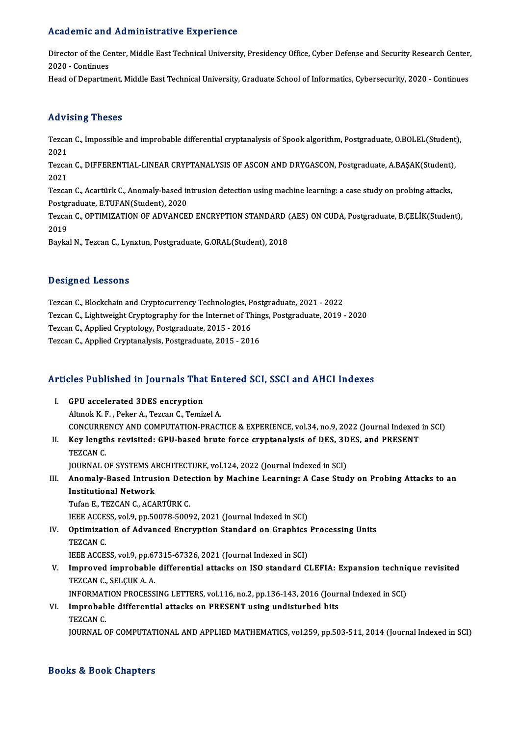## Academic and Administrative Experience

Director of the Center, Middle East Technical University, Presidency Office, Cyber Defense and Security Research Center, 2020 - Continues

Head of Department, Middle East Technical University, Graduate School of Informatics, Cybersecurity, 2020 - Continues

## Advising Theses

Tezcan C., Impossible and improbable differential cryptanalysis of Spook algorithm, Postgraduate, O.BOLEL(Student), 2021

Tezcan C., DIFFERENTIAL-LINEAR CRYPTANALYSIS OF ASCON AND DRYGASCON, Postgraduate, A.BAŞAK(Student), 2021

Tezcan C., Acartürk C., Anomaly-based intrusion detection using machine learning: a case study on probing attacks, Postgraduate, E.TUFAN(Student), 2020

Tezcan C., OPTIMIZATION OF ADVANCED ENCRYPTION STANDARD (AES) ON CUDA, Postgraduate, B.ÇELİK(Student), 2019

Baykal N., Tezcan C., Lynxtun, Postgraduate, G.ORAL(Student), 2018

## Designed Lessons

Tezcan C., Blockchain and Cryptocurrency Technologies, Postgraduate, 2021 - 2022

Tezcan C., Lightweight Cryptography for the Internet of Things, Postgraduate, 2019 - 2020

Tezcan C., Applied Cryptology, Postgraduate, 2015 - 2016

Tezcan C., Applied Cryptanalysis, Postgraduate, 2015 - 2016

## Articles Published in Journals That Entered SCI, SSCI and AHCI Indexes

I. **GPU accelerated 3DES encryption**
   Altınok K. F. , Peker A., Tezcan C., Temizel A.
   CONCURRENCY AND COMPUTATION-PRACTICE & EXPERIENCE, vol.34, no.9, 2022 (Journal Indexed in SCI)

II. **Key lengths revisited: GPU-based brute force cryptanalysis of DES, 3DES, and PRESENT**
   TEZCAN C.
   JOURNAL OF SYSTEMS ARCHITECTURE, vol.124, 2022 (Journal Indexed in SCI)

III. **Anomaly-Based Intrusion Detection by Machine Learning: A Case Study on Probing Attacks to an Institutional Network**
   Tufan E., TEZCAN C., ACARTÜRK C.
   IEEE ACCESS, vol.9, pp.50078-50092, 2021 (Journal Indexed in SCI)

IV. **Optimization of Advanced Encryption Standard on Graphics Processing Units**
   TEZCAN C.
   IEEE ACCESS, vol.9, pp.67315-67326, 2021 (Journal Indexed in SCI)

V. **Improved improbable differential attacks on ISO standard CLEFIA: Expansion technique revisited**
   TEZCAN C., SELÇUK A. A.
   INFORMATION PROCESSING LETTERS, vol.116, no.2, pp.136-143, 2016 (Journal Indexed in SCI)

VI. **Improbable differential attacks on PRESENT using undisturbed bits**
   TEZCAN C.
   JOURNAL OF COMPUTATIONAL AND APPLIED MATHEMATICS, vol.259, pp.503-511, 2014 (Journal Indexed in SCI)

## Books & Book Chapters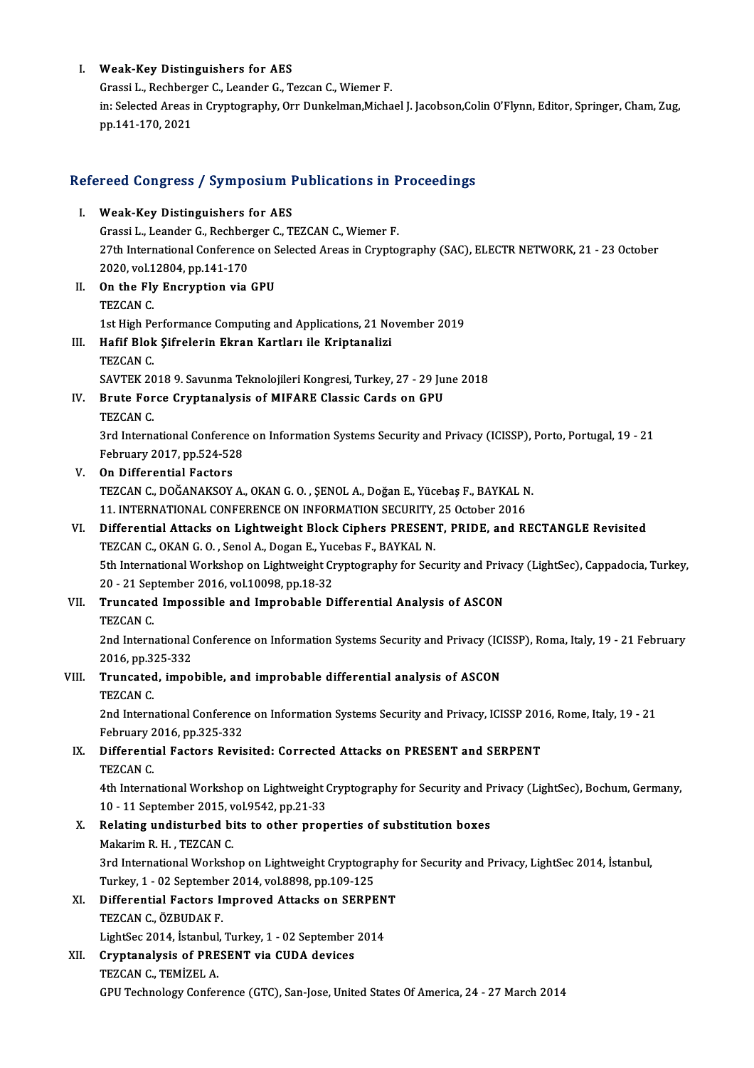I. **Weak-Key Distinguishers for AES**
   Grassi L., Rechberger C., Leander G., Tezcan C., Wiemer F.
   in: Selected Areas in Cryptography, Orr Dunkelman,Michael J. Jacobson,Colin O'Flynn, Editor, Springer, Cham, Zug, pp.141-170, 2021

## Refereed Congress / Symposium Publications in Proceedings

I. **Weak-Key Distinguishers for AES**
   Grassi L., Leander G., Rechberger C., TEZCAN C., Wiemer F.
   27th International Conference on Selected Areas in Cryptography (SAC), ELECTR NETWORK, 21 - 23 October 2020, vol.12804, pp.141-170

II. **On the Fly Encryption via GPU**
   TEZCAN C.
   1st High Performance Computing and Applications, 21 November 2019

III. **Hafif Blok Şifrelerin Ekran Kartları ile Kriptanalizi**
   TEZCAN C.
   SAVTEK 2018 9. Savunma Teknolojileri Kongresi, Turkey, 27 - 29 June 2018

IV. **Brute Force Cryptanalysis of MIFARE Classic Cards on GPU**
   TEZCAN C.
   3rd International Conference on Information Systems Security and Privacy (ICISSP), Porto, Portugal, 19 - 21 February 2017, pp.524-528

V. **On Differential Factors**
   TEZCAN C., DOĞANAKSOY A., OKAN G. O. , ŞENOL A., Doğan E., Yücebaş F., BAYKAL N.
   11. INTERNATIONAL CONFERENCE ON INFORMATION SECURITY, 25 October 2016

VI. **Differential Attacks on Lightweight Block Ciphers PRESENT, PRIDE, and RECTANGLE Revisited**
   TEZCAN C., OKAN G. O. , Senol A., Dogan E., Yucebas F., BAYKAL N.
   5th International Workshop on Lightweight Cryptography for Security and Privacy (LightSec), Cappadocia, Turkey, 20 - 21 September 2016, vol.10098, pp.18-32

VII. **Truncated Impossible and Improbable Differential Analysis of ASCON**
   TEZCAN C.
   2nd International Conference on Information Systems Security and Privacy (ICISSP), Roma, Italy, 19 - 21 February 2016, pp.325-332

VIII. **Truncated, impobible, and improbable differential analysis of ASCON**
   TEZCAN C.
   2nd International Conference on Information Systems Security and Privacy, ICISSP 2016, Rome, Italy, 19 - 21 February 2016, pp.325-332

IX. **Differential Factors Revisited: Corrected Attacks on PRESENT and SERPENT**
   TEZCAN C.
   4th International Workshop on Lightweight Cryptography for Security and Privacy (LightSec), Bochum, Germany, 10 - 11 September 2015, vol.9542, pp.21-33

X. **Relating undisturbed bits to other properties of substitution boxes**
   Makarim R. H. , TEZCAN C.
   3rd International Workshop on Lightweight Cryptography for Security and Privacy, LightSec 2014, İstanbul, Turkey, 1 - 02 September 2014, vol.8898, pp.109-125

XI. **Differential Factors Improved Attacks on SERPENT**
   TEZCAN C., ÖZBUDAK F.
   LightSec 2014, İstanbul, Turkey, 1 - 02 September 2014

XII. **Cryptanalysis of PRESENT via CUDA devices**
   TEZCAN C., TEMİZEL A.
   GPU Technology Conference (GTC), San-Jose, United States Of America, 24 - 27 March 2014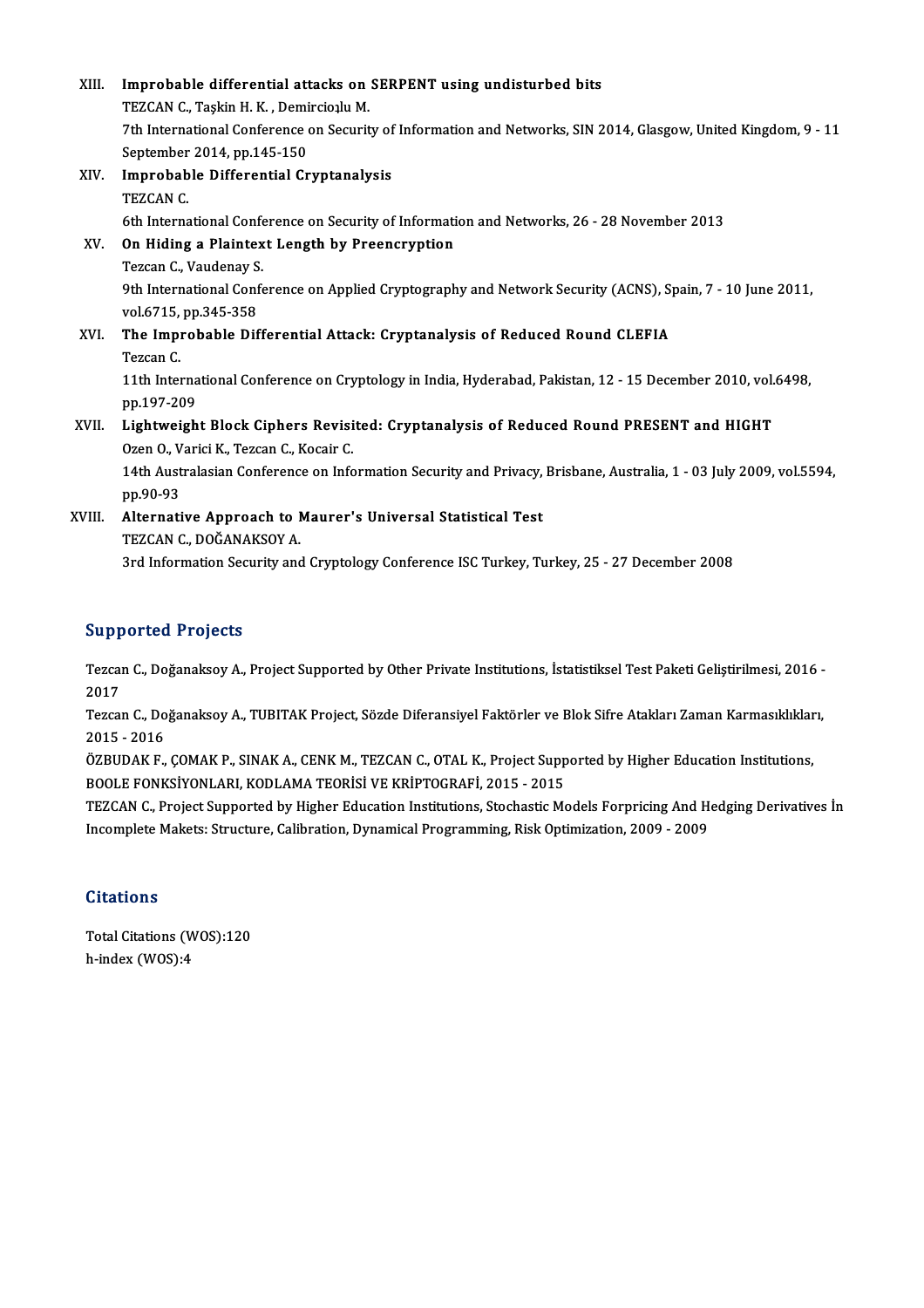XIII. **Improbable differential attacks on SERPENT using undisturbed bits**
TEZCAN C., Taşkin H. K. , Demircioılu M.
7th International Conference on Security of Information and Networks, SIN 2014, Glasgow, United Kingdom, 9 - 11 September 2014, pp.145-150

XIV. **Improbable Differential Cryptanalysis**
TEZCAN C.
6th International Conference on Security of Information and Networks, 26 - 28 November 2013

XV. **On Hiding a Plaintext Length by Preencryption**
Tezcan C., Vaudenay S.
9th International Conference on Applied Cryptography and Network Security (ACNS), Spain, 7 - 10 June 2011, vol.6715, pp.345-358

XVI. **The Improbable Differential Attack: Cryptanalysis of Reduced Round CLEFIA**
Tezcan C.
11th International Conference on Cryptology in India, Hyderabad, Pakistan, 12 - 15 December 2010, vol.6498, pp.197-209

XVII. **Lightweight Block Ciphers Revisited: Cryptanalysis of Reduced Round PRESENT and HIGHT**
Ozen O., Varici K., Tezcan C., Kocair C.
14th Australasian Conference on Information Security and Privacy, Brisbane, Australia, 1 - 03 July 2009, vol.5594, pp.90-93

XVIII. **Alternative Approach to Maurer's Universal Statistical Test**
TEZCAN C., DOĞANAKSOY A.
3rd Information Security and Cryptology Conference ISC Turkey, Turkey, 25 - 27 December 2008

## Supported Projects

Tezcan C., Doğanaksoy A., Project Supported by Other Private Institutions, İstatistiksel Test Paketi Geliştirilmesi, 2016 - 2017

Tezcan C., Doğanaksoy A., TUBITAK Project, Sözde Diferansiyel Faktörler ve Blok Sifre Atakları Zaman Karmasıklıkları, 2015 - 2016

ÖZBUDAK F., ÇOMAK P., SINAK A., CENK M., TEZCAN C., OTAL K., Project Supported by Higher Education Institutions, BOOLE FONKSİYONLARI, KODLAMA TEORİSİ VE KRİPTOGRAFİ, 2015 - 2015

TEZCAN C., Project Supported by Higher Education Institutions, Stochastic Models Forpricing And Hedging Derivatives İn Incomplete Makets: Structure, Calibration, Dynamical Programming, Risk Optimization, 2009 - 2009

## Citations

Total Citations (WOS):120
h-index (WOS):4